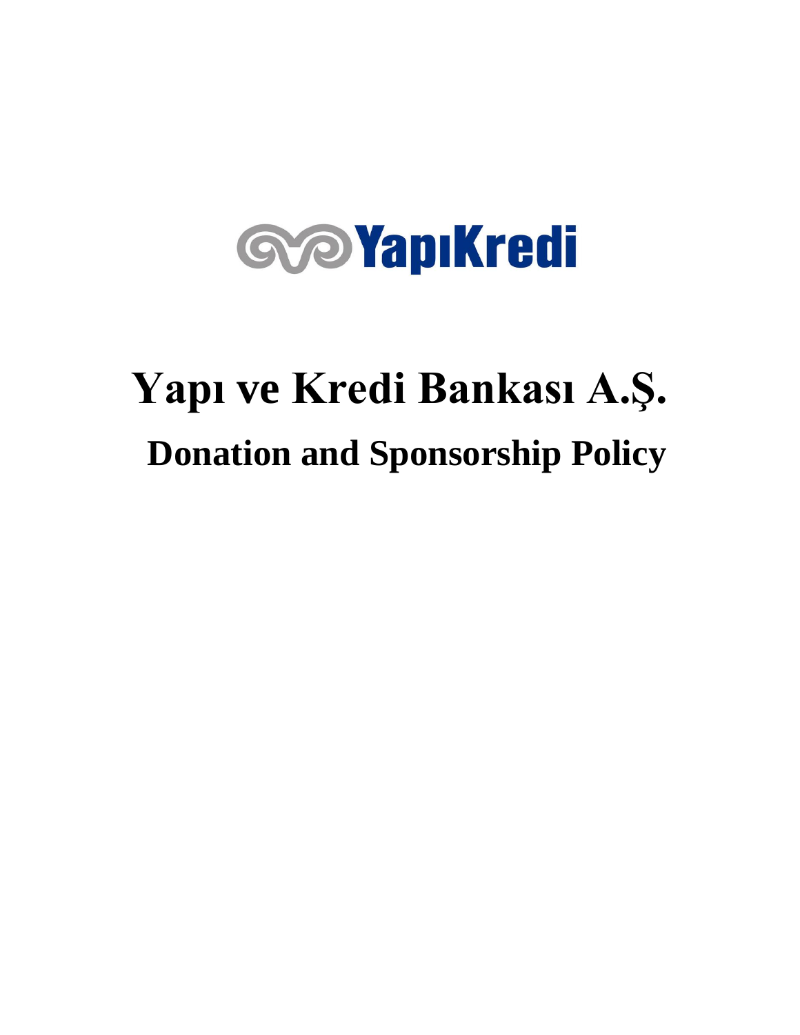# Yapı ve Kredi Bankası A.Ş.

## Donation and Sponsorship Policy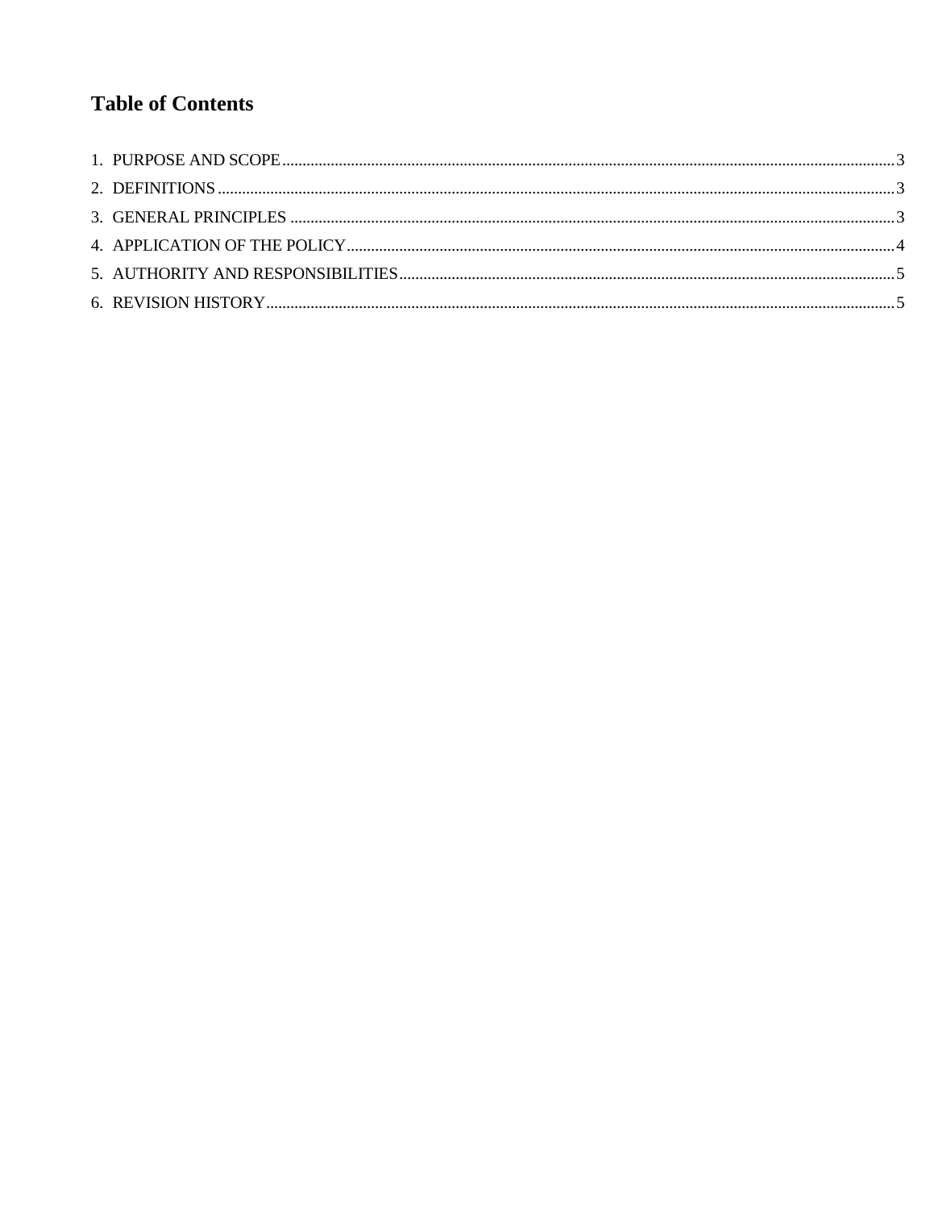## Table of Contents

1. PURPOSE AND SCOPE .......... 3
2. DEFINITIONS .......... 3
3. GENERAL PRINCIPLES .......... 3
4. APPLICATION OF THE POLICY .......... 4
5. AUTHORITY AND RESPONSIBILITIES .......... 5
6. REVISION HISTORY .......... 5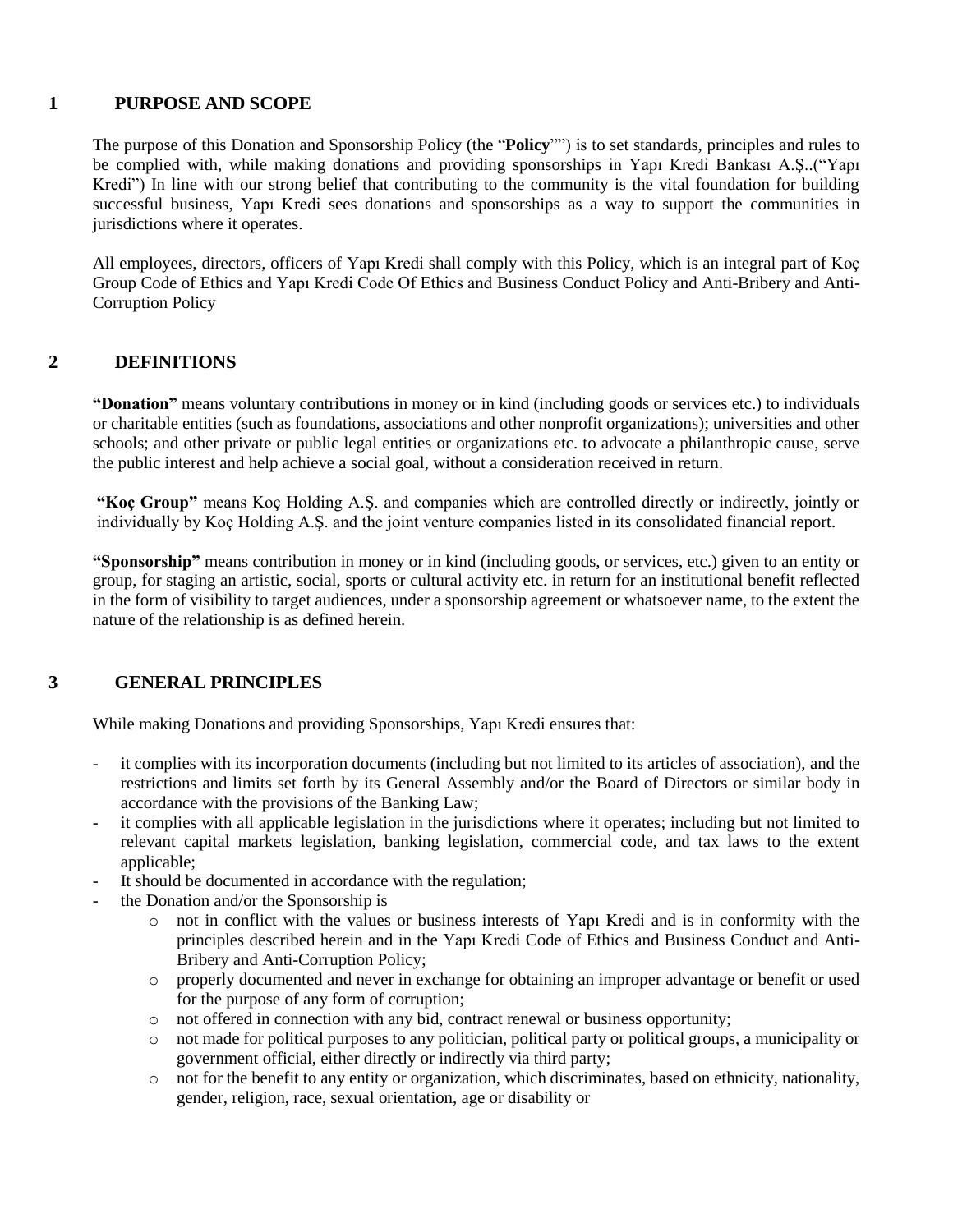## 1 PURPOSE AND SCOPE

The purpose of this Donation and Sponsorship Policy (the "**Policy**"") is to set standards, principles and rules to be complied with, while making donations and providing sponsorships in Yapı Kredi Bankası A.Ş..("Yapı Kredi") In line with our strong belief that contributing to the community is the vital foundation for building successful business, Yapı Kredi sees donations and sponsorships as a way to support the communities in jurisdictions where it operates.

All employees, directors, officers of Yapı Kredi shall comply with this Policy, which is an integral part of Koç Group Code of Ethics and Yapı Kredi Code Of Ethics and Business Conduct Policy and Anti-Bribery and Anti-Corruption Policy

## 2 DEFINITIONS

**"Donation"** means voluntary contributions in money or in kind (including goods or services etc.) to individuals or charitable entities (such as foundations, associations and other nonprofit organizations); universities and other schools; and other private or public legal entities or organizations etc. to advocate a philanthropic cause, serve the public interest and help achieve a social goal, without a consideration received in return.

**"Koç Group"** means Koç Holding A.Ş. and companies which are controlled directly or indirectly, jointly or individually by Koç Holding A.Ş. and the joint venture companies listed in its consolidated financial report.

**"Sponsorship"** means contribution in money or in kind (including goods, or services, etc.) given to an entity or group, for staging an artistic, social, sports or cultural activity etc. in return for an institutional benefit reflected in the form of visibility to target audiences, under a sponsorship agreement or whatsoever name, to the extent the nature of the relationship is as defined herein.

## 3 GENERAL PRINCIPLES

While making Donations and providing Sponsorships, Yapı Kredi ensures that:

- it complies with its incorporation documents (including but not limited to its articles of association), and the restrictions and limits set forth by its General Assembly and/or the Board of Directors or similar body in accordance with the provisions of the Banking Law;
- it complies with all applicable legislation in the jurisdictions where it operates; including but not limited to relevant capital markets legislation, banking legislation, commercial code, and tax laws to the extent applicable;
- It should be documented in accordance with the regulation;
- the Donation and/or the Sponsorship is
    - not in conflict with the values or business interests of Yapı Kredi and is in conformity with the principles described herein and in the Yapı Kredi Code of Ethics and Business Conduct and Anti-Bribery and Anti-Corruption Policy;
    - properly documented and never in exchange for obtaining an improper advantage or benefit or used for the purpose of any form of corruption;
    - not offered in connection with any bid, contract renewal or business opportunity;
    - not made for political purposes to any politician, political party or political groups, a municipality or government official, either directly or indirectly via third party;
    - not for the benefit to any entity or organization, which discriminates, based on ethnicity, nationality, gender, religion, race, sexual orientation, age or disability or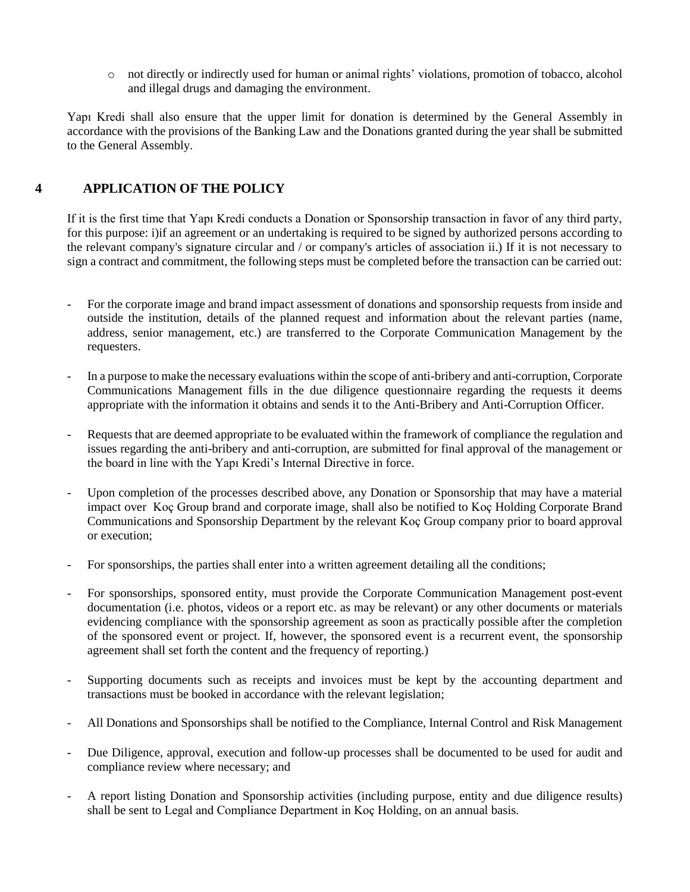- not directly or indirectly used for human or animal rights' violations, promotion of tobacco, alcohol and illegal drugs and damaging the environment.

Yapı Kredi shall also ensure that the upper limit for donation is determined by the General Assembly in accordance with the provisions of the Banking Law and the Donations granted during the year shall be submitted to the General Assembly.

## 4 APPLICATION OF THE POLICY

If it is the first time that Yapı Kredi conducts a Donation or Sponsorship transaction in favor of any third party, for this purpose: i)if an agreement or an undertaking is required to be signed by authorized persons according to the relevant company's signature circular and / or company's articles of association ii.) If it is not necessary to sign a contract and commitment, the following steps must be completed before the transaction can be carried out:

- For the corporate image and brand impact assessment of donations and sponsorship requests from inside and outside the institution, details of the planned request and information about the relevant parties (name, address, senior management, etc.) are transferred to the Corporate Communication Management by the requesters.
- In a purpose to make the necessary evaluations within the scope of anti-bribery and anti-corruption, Corporate Communications Management fills in the due diligence questionnaire regarding the requests it deems appropriate with the information it obtains and sends it to the Anti-Bribery and Anti-Corruption Officer.
- Requests that are deemed appropriate to be evaluated within the framework of compliance the regulation and issues regarding the anti-bribery and anti-corruption, are submitted for final approval of the management or the board in line with the Yapı Kredi's Internal Directive in force.
- Upon completion of the processes described above, any Donation or Sponsorship that may have a material impact over Koç Group brand and corporate image, shall also be notified to Koç Holding Corporate Brand Communications and Sponsorship Department by the relevant Koç Group company prior to board approval or execution;
- For sponsorships, the parties shall enter into a written agreement detailing all the conditions;
- For sponsorships, sponsored entity, must provide the Corporate Communication Management post-event documentation (i.e. photos, videos or a report etc. as may be relevant) or any other documents or materials evidencing compliance with the sponsorship agreement as soon as practically possible after the completion of the sponsored event or project. If, however, the sponsored event is a recurrent event, the sponsorship agreement shall set forth the content and the frequency of reporting.)
- Supporting documents such as receipts and invoices must be kept by the accounting department and transactions must be booked in accordance with the relevant legislation;
- All Donations and Sponsorships shall be notified to the Compliance, Internal Control and Risk Management
- Due Diligence, approval, execution and follow-up processes shall be documented to be used for audit and compliance review where necessary; and
- A report listing Donation and Sponsorship activities (including purpose, entity and due diligence results) shall be sent to Legal and Compliance Department in Koç Holding, on an annual basis.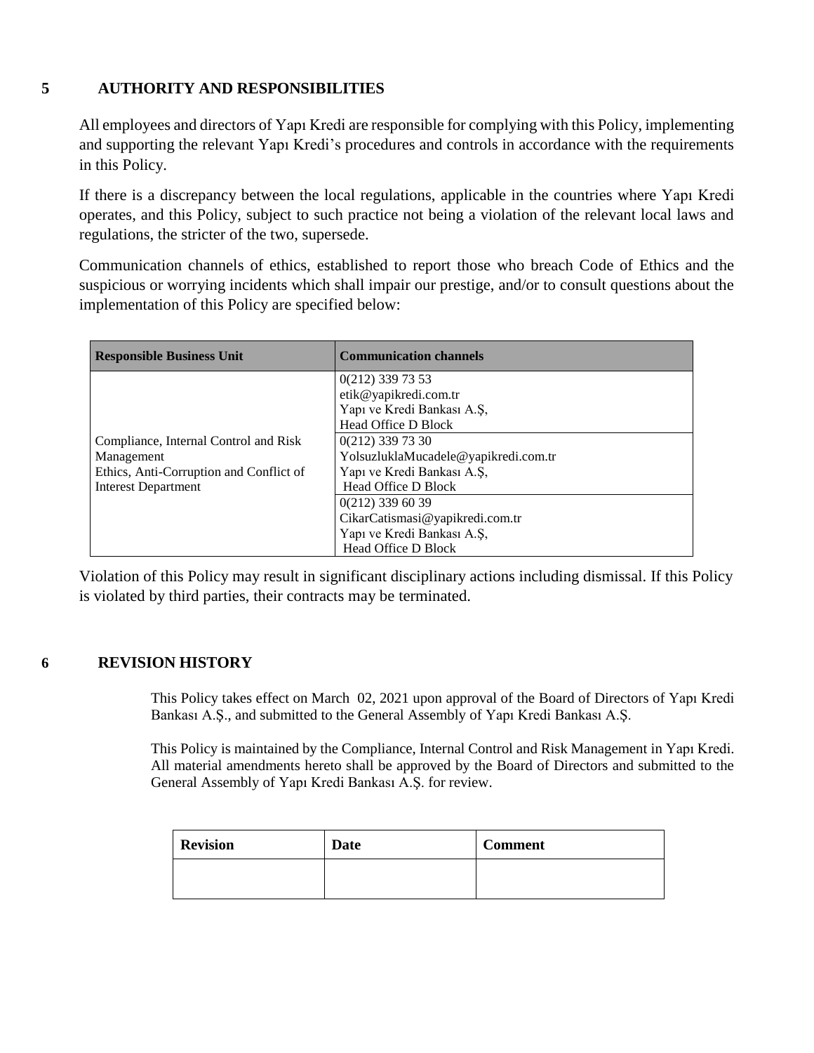## 5 AUTHORITY AND RESPONSIBILITIES

All employees and directors of Yapı Kredi are responsible for complying with this Policy, implementing and supporting the relevant Yapı Kredi's procedures and controls in accordance with the requirements in this Policy.

If there is a discrepancy between the local regulations, applicable in the countries where Yapı Kredi operates, and this Policy, subject to such practice not being a violation of the relevant local laws and regulations, the stricter of the two, supersede.

Communication channels of ethics, established to report those who breach Code of Ethics and the suspicious or worrying incidents which shall impair our prestige, and/or to consult questions about the implementation of this Policy are specified below:

| Responsible Business Unit | Communication channels |
|---|---|
| Compliance, Internal Control and Risk Management<br>Ethics, Anti-Corruption and Conflict of Interest Department | 0(212) 339 73 53<br>etik@yapikredi.com.tr<br>Yapı ve Kredi Bankası A.Ş,<br>Head Office D Block |
| | 0(212) 339 73 30<br>YolsuzluklaMucadele@yapikredi.com.tr<br>Yapı ve Kredi Bankası A.Ş,<br>Head Office D Block |
| | 0(212) 339 60 39<br>CikarCatismasi@yapikredi.com.tr<br>Yapı ve Kredi Bankası A.Ş,<br>Head Office D Block |

Violation of this Policy may result in significant disciplinary actions including dismissal. If this Policy is violated by third parties, their contracts may be terminated.

## 6 REVISION HISTORY

This Policy takes effect on March 02, 2021 upon approval of the Board of Directors of Yapı Kredi Bankası A.Ş., and submitted to the General Assembly of Yapı Kredi Bankası A.Ş.

This Policy is maintained by the Compliance, Internal Control and Risk Management in Yapı Kredi. All material amendments hereto shall be approved by the Board of Directors and submitted to the General Assembly of Yapı Kredi Bankası A.Ş. for review.

| Revision | Date | Comment |
|---|---|---|
| | | |